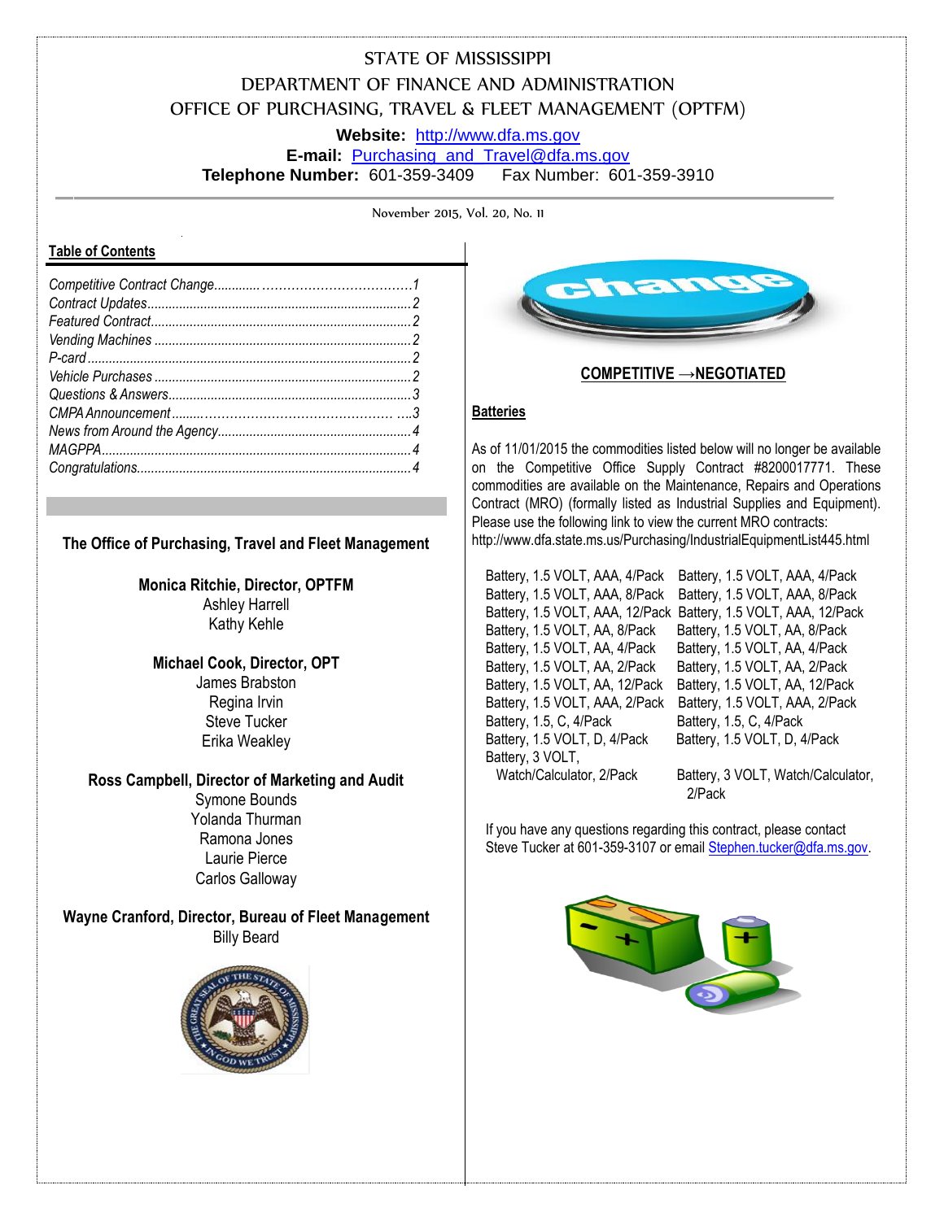STATE OF MISSISSIPPI

DEPARTMENT OF FINANCE AND ADMINISTRATION

OFFICE OF PURCHASING, TRAVEL & FLEET MANAGEMENT (OPTFM)

**Website:** http://www.dfa.ms.gov

**E-mail:** Purchasing_and_Travel@dfa.ms.gov

**Telephone Number:** 601-359-3409 Fax Number: 601-359-3910

November 2015, Vol. 20, No. 11

**Table of Contents**

*Competitive Contract Change....................................1*
*Contract Updates..........................................................2*
*Featured Contract.........................................................2*
*Vending Machines.........................................................2*
*P-card............................................................................2*
*Vehicle Purchases.........................................................2*
*Questions & Answers.....................................................3*
*CMPA Announcement......................................................3*
*News from Around the Agency.......................................4*
*MAGPPA.........................................................................4*
*Congratulations..............................................................4*

**The Office of Purchasing, Travel and Fleet Management**

**Monica Ritchie, Director, OPTFM**
Ashley Harrell
Kathy Kehle

**Michael Cook, Director, OPT**
James Brabston
Regina Irvin
Steve Tucker
Erika Weakley

**Ross Campbell, Director of Marketing and Audit**
Symone Bounds
Yolanda Thurman
Ramona Jones
Laurie Pierce
Carlos Galloway

**Wayne Cranford, Director, Bureau of Fleet Management**
Billy Beard

## COMPETITIVE →NEGOTIATED

### Batteries

As of 11/01/2015 the commodities listed below will no longer be available on the Competitive Office Supply Contract #8200017771. These commodities are available on the Maintenance, Repairs and Operations Contract (MRO) (formally listed as Industrial Supplies and Equipment). Please use the following link to view the current MRO contracts: http://www.dfa.state.ms.us/Purchasing/IndustrialEquipmentList445.html

| | |
|---|---|
| Battery, 1.5 VOLT, AAA, 4/Pack | Battery, 1.5 VOLT, AAA, 4/Pack |
| Battery, 1.5 VOLT, AAA, 8/Pack | Battery, 1.5 VOLT, AAA, 8/Pack |
| Battery, 1.5 VOLT, AAA, 12/Pack | Battery, 1.5 VOLT, AAA, 12/Pack |
| Battery, 1.5 VOLT, AA, 8/Pack | Battery, 1.5 VOLT, AA, 8/Pack |
| Battery, 1.5 VOLT, AA, 4/Pack | Battery, 1.5 VOLT, AA, 4/Pack |
| Battery, 1.5 VOLT, AA, 2/Pack | Battery, 1.5 VOLT, AA, 2/Pack |
| Battery, 1.5 VOLT, AA, 12/Pack | Battery, 1.5 VOLT, AA, 12/Pack |
| Battery, 1.5 VOLT, AAA, 2/Pack | Battery, 1.5 VOLT, AAA, 2/Pack |
| Battery, 1.5, C, 4/Pack | Battery, 1.5, C, 4/Pack |
| Battery, 1.5 VOLT, D, 4/Pack | Battery, 1.5 VOLT, D, 4/Pack |
| Battery, 3 VOLT, Watch/Calculator, 2/Pack | Battery, 3 VOLT, Watch/Calculator, 2/Pack |

If you have any questions regarding this contract, please contact Steve Tucker at 601-359-3107 or email Stephen.tucker@dfa.ms.gov.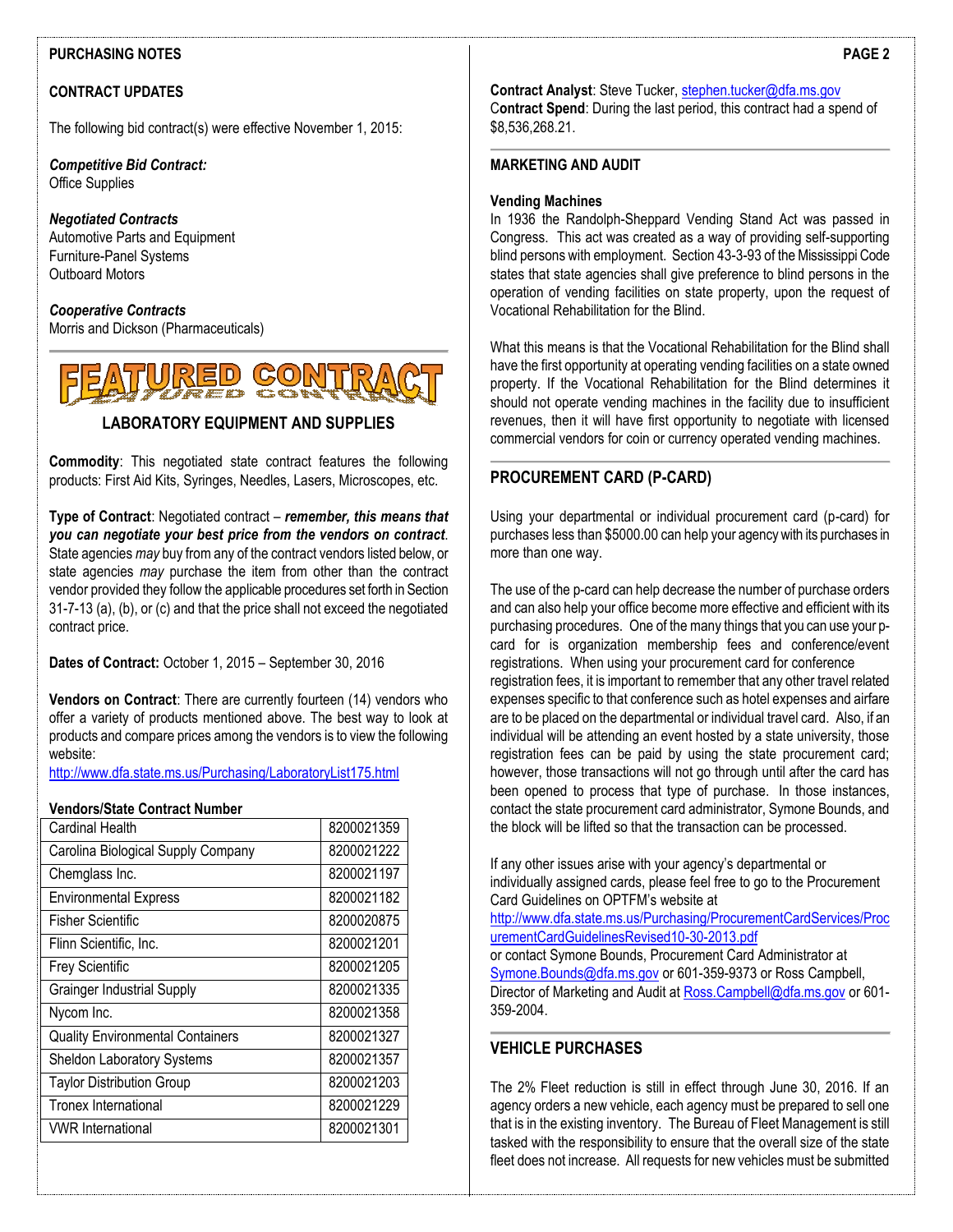## PURCHASING NOTES

### CONTRACT UPDATES

The following bid contract(s) were effective November 1, 2015:

***Competitive Bid Contract:***
Office Supplies

***Negotiated Contracts***
Automotive Parts and Equipment
Furniture-Panel Systems
Outboard Motors

***Cooperative Contracts***
Morris and Dickson (Pharmaceuticals)

## FEATURED CONTRACT

### LABORATORY EQUIPMENT AND SUPPLIES

**Commodity**: This negotiated state contract features the following products: First Aid Kits, Syringes, Needles, Lasers, Microscopes, etc.

**Type of Contract**: Negotiated contract – ***remember, this means that you can negotiate your best price from the vendors on contract***. State agencies *may* buy from any of the contract vendors listed below, or state agencies *may* purchase the item from other than the contract vendor provided they follow the applicable procedures set forth in Section 31-7-13 (a), (b), or (c) and that the price shall not exceed the negotiated contract price.

**Dates of Contract:** October 1, 2015 – September 30, 2016

**Vendors on Contract**: There are currently fourteen (14) vendors who offer a variety of products mentioned above. The best way to look at products and compare prices among the vendors is to view the following website:
http://www.dfa.state.ms.us/Purchasing/LaboratoryList175.html

**Vendors/State Contract Number**

| Vendor | State Contract Number |
|---|---|
| Cardinal Health | 8200021359 |
| Carolina Biological Supply Company | 8200021222 |
| Chemglass Inc. | 8200021197 |
| Environmental Express | 8200021182 |
| Fisher Scientific | 8200020875 |
| Flinn Scientific, Inc. | 8200021201 |
| Frey Scientific | 8200021205 |
| Grainger Industrial Supply | 8200021335 |
| Nycom Inc. | 8200021358 |
| Quality Environmental Containers | 8200021327 |
| Sheldon Laboratory Systems | 8200021357 |
| Taylor Distribution Group | 8200021203 |
| Tronex International | 8200021229 |
| VWR International | 8200021301 |

**Contract Analyst**: Steve Tucker, stephen.tucker@dfa.ms.gov
**Contract Spend**: During the last period, this contract had a spend of $8,536,268.21.

## MARKETING AND AUDIT

### Vending Machines

In 1936 the Randolph-Sheppard Vending Stand Act was passed in Congress. This act was created as a way of providing self-supporting blind persons with employment. Section 43-3-93 of the Mississippi Code states that state agencies shall give preference to blind persons in the operation of vending facilities on state property, upon the request of Vocational Rehabilitation for the Blind.

What this means is that the Vocational Rehabilitation for the Blind shall have the first opportunity at operating vending facilities on a state owned property. If the Vocational Rehabilitation for the Blind determines it should not operate vending machines in the facility due to insufficient revenues, then it will have first opportunity to negotiate with licensed commercial vendors for coin or currency operated vending machines.

## PROCUREMENT CARD (P-CARD)

Using your departmental or individual procurement card (p-card) for purchases less than $5000.00 can help your agency with its purchases in more than one way.

The use of the p-card can help decrease the number of purchase orders and can also help your office become more effective and efficient with its purchasing procedures. One of the many things that you can use your p-card for is organization membership fees and conference/event registrations. When using your procurement card for conference registration fees, it is important to remember that any other travel related expenses specific to that conference such as hotel expenses and airfare are to be placed on the departmental or individual travel card. Also, if an individual will be attending an event hosted by a state university, those registration fees can be paid by using the state procurement card; however, those transactions will not go through until after the card has been opened to process that type of purchase. In those instances, contact the state procurement card administrator, Symone Bounds, and the block will be lifted so that the transaction can be processed.

If any other issues arise with your agency's departmental or individually assigned cards, please feel free to go to the Procurement Card Guidelines on OPTFM's website at
http://www.dfa.state.ms.us/Purchasing/ProcurementCardServices/ProcurementCardGuidelinesRevised10-30-2013.pdf
or contact Symone Bounds, Procurement Card Administrator at Symone.Bounds@dfa.ms.gov or 601-359-9373 or Ross Campbell, Director of Marketing and Audit at Ross.Campbell@dfa.ms.gov or 601-359-2004.

## VEHICLE PURCHASES

The 2% Fleet reduction is still in effect through June 30, 2016. If an agency orders a new vehicle, each agency must be prepared to sell one that is in the existing inventory. The Bureau of Fleet Management is still tasked with the responsibility to ensure that the overall size of the state fleet does not increase. All requests for new vehicles must be submitted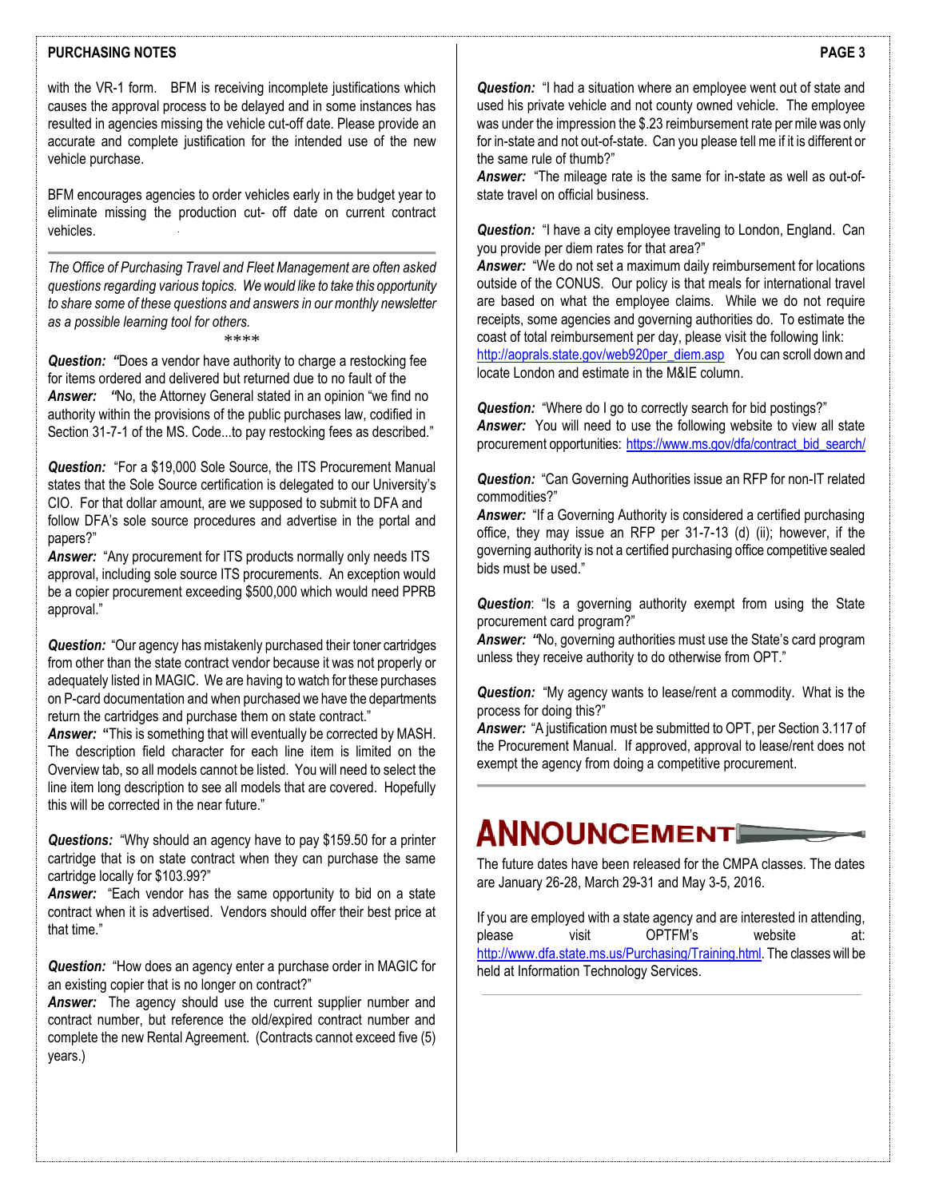with the VR-1 form. BFM is receiving incomplete justifications which causes the approval process to be delayed and in some instances has resulted in agencies missing the vehicle cut-off date. Please provide an accurate and complete justification for the intended use of the new vehicle purchase.

BFM encourages agencies to order vehicles early in the budget year to eliminate missing the production cut- off date on current contract vehicles.

---

*The Office of Purchasing Travel and Fleet Management are often asked questions regarding various topics. We would like to take this opportunity to share some of these questions and answers in our monthly newsletter as a possible learning tool for others.*

****

***Question: "***Does a vendor have authority to charge a restocking fee for items ordered and delivered but returned due to no fault of the
***Answer: "***No, the Attorney General stated in an opinion "we find no authority within the provisions of the public purchases law, codified in Section 31-7-1 of the MS. Code...to pay restocking fees as described."

***Question:*** "For a $19,000 Sole Source, the ITS Procurement Manual states that the Sole Source certification is delegated to our University's CIO. For that dollar amount, are we supposed to submit to DFA and follow DFA's sole source procedures and advertise in the portal and papers?"
***Answer:*** "Any procurement for ITS products normally only needs ITS approval, including sole source ITS procurements. An exception would be a copier procurement exceeding $500,000 which would need PPRB approval."

***Question:*** "Our agency has mistakenly purchased their toner cartridges from other than the state contract vendor because it was not properly or adequately listed in MAGIC. We are having to watch for these purchases on P-card documentation and when purchased we have the departments return the cartridges and purchase them on state contract."
***Answer: "***This is something that will eventually be corrected by MASH. The description field character for each line item is limited on the Overview tab, so all models cannot be listed. You will need to select the line item long description to see all models that are covered. Hopefully this will be corrected in the near future."

***Questions:*** "Why should an agency have to pay $159.50 for a printer cartridge that is on state contract when they can purchase the same cartridge locally for $103.99?"
***Answer:*** "Each vendor has the same opportunity to bid on a state contract when it is advertised. Vendors should offer their best price at that time."

***Question:*** "How does an agency enter a purchase order in MAGIC for an existing copier that is no longer on contract?"
***Answer:*** The agency should use the current supplier number and contract number, but reference the old/expired contract number and complete the new Rental Agreement. (Contracts cannot exceed five (5) years.)

***Question:*** "I had a situation where an employee went out of state and used his private vehicle and not county owned vehicle. The employee was under the impression the $.23 reimbursement rate per mile was only for in-state and not out-of-state. Can you please tell me if it is different or the same rule of thumb?"
***Answer:*** "The mileage rate is the same for in-state as well as out-of-state travel on official business.

***Question:*** "I have a city employee traveling to London, England. Can you provide per diem rates for that area?"
***Answer:*** "We do not set a maximum daily reimbursement for locations outside of the CONUS. Our policy is that meals for international travel are based on what the employee claims. While we do not require receipts, some agencies and governing authorities do. To estimate the coast of total reimbursement per day, please visit the following link: http://aoprals.state.gov/web920per_diem.asp You can scroll down and locate London and estimate in the M&IE column.

***Question:*** "Where do I go to correctly search for bid postings?"
***Answer:*** You will need to use the following website to view all state procurement opportunities: https://www.ms.gov/dfa/contract_bid_search/

***Question:*** "Can Governing Authorities issue an RFP for non-IT related commodities?"
***Answer:*** "If a Governing Authority is considered a certified purchasing office, they may issue an RFP per 31-7-13 (d) (ii); however, if the governing authority is not a certified purchasing office competitive sealed bids must be used."

***Question***: "Is a governing authority exempt from using the State procurement card program?"
***Answer: "***No, governing authorities must use the State's card program unless they receive authority to do otherwise from OPT."

***Question:*** "My agency wants to lease/rent a commodity. What is the process for doing this?"
***Answer:*** "A justification must be submitted to OPT, per Section 3.117 of the Procurement Manual. If approved, approval to lease/rent does not exempt the agency from doing a competitive procurement.

---

# ANNOUNCEMENT

The future dates have been released for the CMPA classes. The dates are January 26-28, March 29-31 and May 3-5, 2016.

If you are employed with a state agency and are interested in attending, please visit OPTFM's website at: http://www.dfa.state.ms.us/Purchasing/Training.html. The classes will be held at Information Technology Services.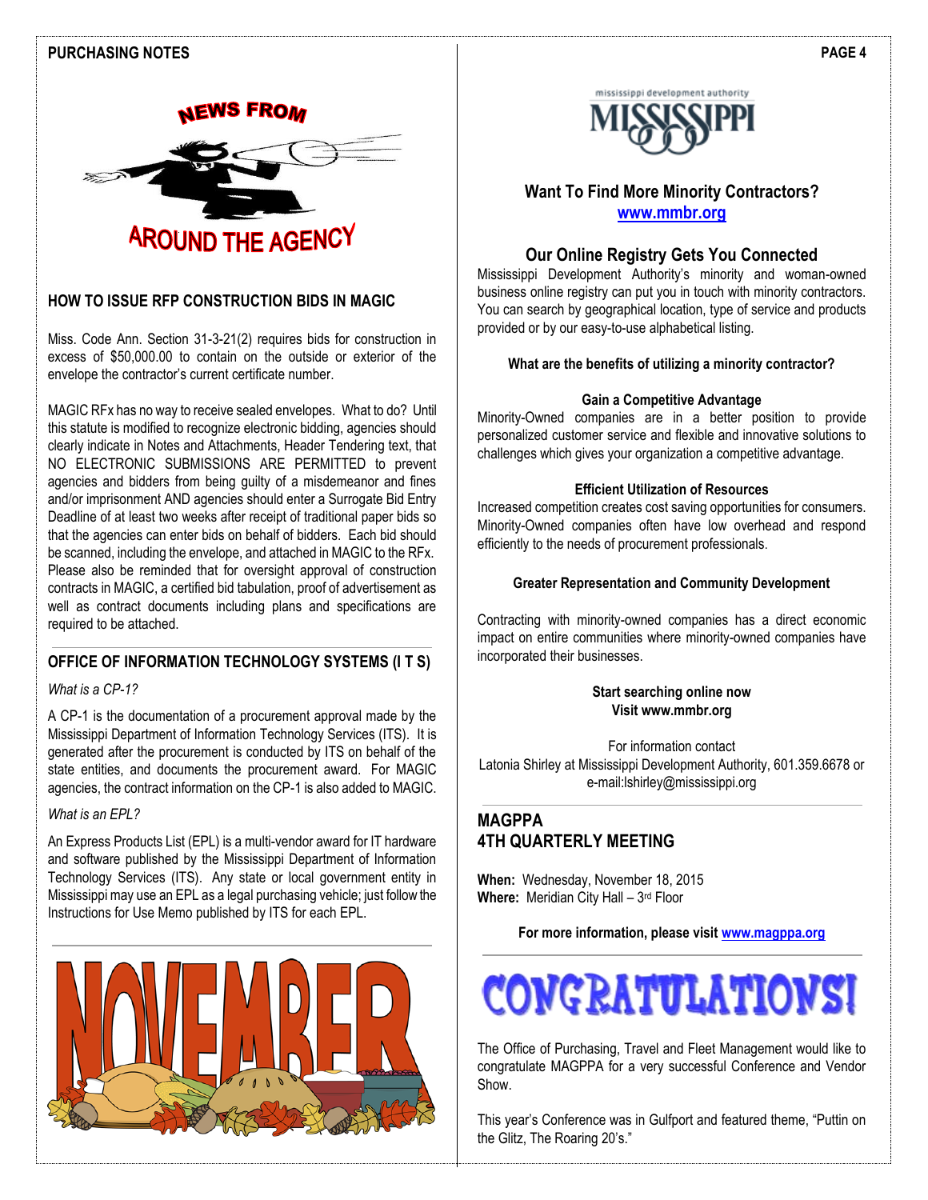# NEWS FROM AROUND THE AGENCY

## HOW TO ISSUE RFP CONSTRUCTION BIDS IN MAGIC

Miss. Code Ann. Section 31-3-21(2) requires bids for construction in excess of $50,000.00 to contain on the outside or exterior of the envelope the contractor's current certificate number.

MAGIC RFx has no way to receive sealed envelopes. What to do? Until this statute is modified to recognize electronic bidding, agencies should clearly indicate in Notes and Attachments, Header Tendering text, that NO ELECTRONIC SUBMISSIONS ARE PERMITTED to prevent agencies and bidders from being guilty of a misdemeanor and fines and/or imprisonment AND agencies should enter a Surrogate Bid Entry Deadline of at least two weeks after receipt of traditional paper bids so that the agencies can enter bids on behalf of bidders. Each bid should be scanned, including the envelope, and attached in MAGIC to the RFx. Please also be reminded that for oversight approval of construction contracts in MAGIC, a certified bid tabulation, proof of advertisement as well as contract documents including plans and specifications are required to be attached.

## OFFICE OF INFORMATION TECHNOLOGY SYSTEMS (I T S)

*What is a CP-1?*

A CP-1 is the documentation of a procurement approval made by the Mississippi Department of Information Technology Services (ITS). It is generated after the procurement is conducted by ITS on behalf of the state entities, and documents the procurement award. For MAGIC agencies, the contract information on the CP-1 is also added to MAGIC.

*What is an EPL?*

An Express Products List (EPL) is a multi-vendor award for IT hardware and software published by the Mississippi Department of Information Technology Services (ITS). Any state or local government entity in Mississippi may use an EPL as a legal purchasing vehicle; just follow the Instructions for Use Memo published by ITS for each EPL.

NOVEMBER

mississippi development authority
MISSISSIPPI

## Want To Find More Minority Contractors?

www.mmbr.org

## Our Online Registry Gets You Connected

Mississippi Development Authority's minority and woman-owned business online registry can put you in touch with minority contractors. You can search by geographical location, type of service and products provided or by our easy-to-use alphabetical listing.

**What are the benefits of utilizing a minority contractor?**

**Gain a Competitive Advantage**

Minority-Owned companies are in a better position to provide personalized customer service and flexible and innovative solutions to challenges which gives your organization a competitive advantage.

**Efficient Utilization of Resources**

Increased competition creates cost saving opportunities for consumers. Minority-Owned companies often have low overhead and respond efficiently to the needs of procurement professionals.

**Greater Representation and Community Development**

Contracting with minority-owned companies has a direct economic impact on entire communities where minority-owned companies have incorporated their businesses.

**Start searching online now**
**Visit www.mmbr.org**

For information contact
Latonia Shirley at Mississippi Development Authority, 601.359.6678 or e-mail:lshirley@mississippi.org

## MAGPPA 4TH QUARTERLY MEETING

**When:** Wednesday, November 18, 2015
**Where:** Meridian City Hall – 3rd Floor

**For more information, please visit www.magppa.org**

# CONGRATULATIONS!

The Office of Purchasing, Travel and Fleet Management would like to congratulate MAGPPA for a very successful Conference and Vendor Show.

This year's Conference was in Gulfport and featured theme, "Puttin on the Glitz, The Roaring 20's."